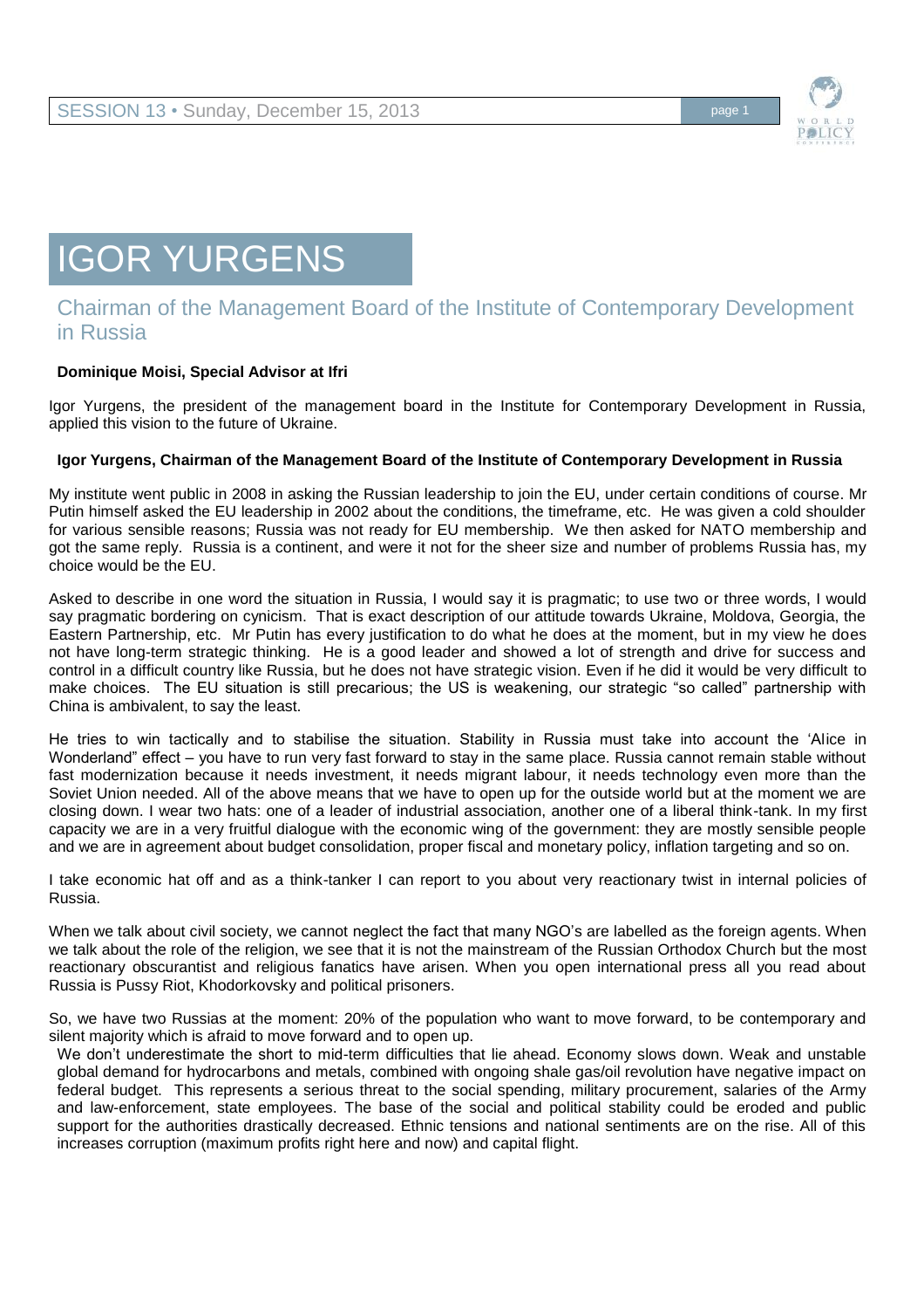# IGOR YURGENS

## Chairman of the Management Board of the Institute of Contemporary Development in Russia

**Dominique Moisi, Special Advisor at Ifri**

Igor Yurgens, the president of the management board in the Institute for Contemporary Development in Russia, applied this vision to the future of Ukraine.

**Igor Yurgens, Chairman of the Management Board of the Institute of Contemporary Development in Russia**

My institute went public in 2008 in asking the Russian leadership to join the EU, under certain conditions of course. Mr Putin himself asked the EU leadership in 2002 about the conditions, the timeframe, etc. He was given a cold shoulder for various sensible reasons; Russia was not ready for EU membership. We then asked for NATO membership and got the same reply. Russia is a continent, and were it not for the sheer size and number of problems Russia has, my choice would be the EU.

Asked to describe in one word the situation in Russia, I would say it is pragmatic; to use two or three words, I would say pragmatic bordering on cynicism. That is exact description of our attitude towards Ukraine, Moldova, Georgia, the Eastern Partnership, etc. Mr Putin has every justification to do what he does at the moment, but in my view he does not have long-term strategic thinking. He is a good leader and showed a lot of strength and drive for success and control in a difficult country like Russia, but he does not have strategic vision. Even if he did it would be very difficult to make choices. The EU situation is still precarious; the US is weakening, our strategic "so called" partnership with China is ambivalent, to say the least.

He tries to win tactically and to stabilise the situation. Stability in Russia must take into account the 'Alice in Wonderland" effect – you have to run very fast forward to stay in the same place. Russia cannot remain stable without fast modernization because it needs investment, it needs migrant labour, it needs technology even more than the Soviet Union needed. All of the above means that we have to open up for the outside world but at the moment we are closing down. I wear two hats: one of a leader of industrial association, another one of a liberal think-tank. In my first capacity we are in a very fruitful dialogue with the economic wing of the government: they are mostly sensible people and we are in agreement about budget consolidation, proper fiscal and monetary policy, inflation targeting and so on.

I take economic hat off and as a think-tanker I can report to you about very reactionary twist in internal policies of Russia.

When we talk about civil society, we cannot neglect the fact that many NGO's are labelled as the foreign agents. When we talk about the role of the religion, we see that it is not the mainstream of the Russian Orthodox Church but the most reactionary obscurantist and religious fanatics have arisen. When you open international press all you read about Russia is Pussy Riot, Khodorkovsky and political prisoners.

So, we have two Russias at the moment: 20% of the population who want to move forward, to be contemporary and silent majority which is afraid to move forward and to open up.

We don't underestimate the short to mid-term difficulties that lie ahead. Economy slows down. Weak and unstable global demand for hydrocarbons and metals, combined with ongoing shale gas/oil revolution have negative impact on federal budget. This represents a serious threat to the social spending, military procurement, salaries of the Army and law-enforcement, state employees. The base of the social and political stability could be eroded and public support for the authorities drastically decreased. Ethnic tensions and national sentiments are on the rise. All of this increases corruption (maximum profits right here and now) and capital flight.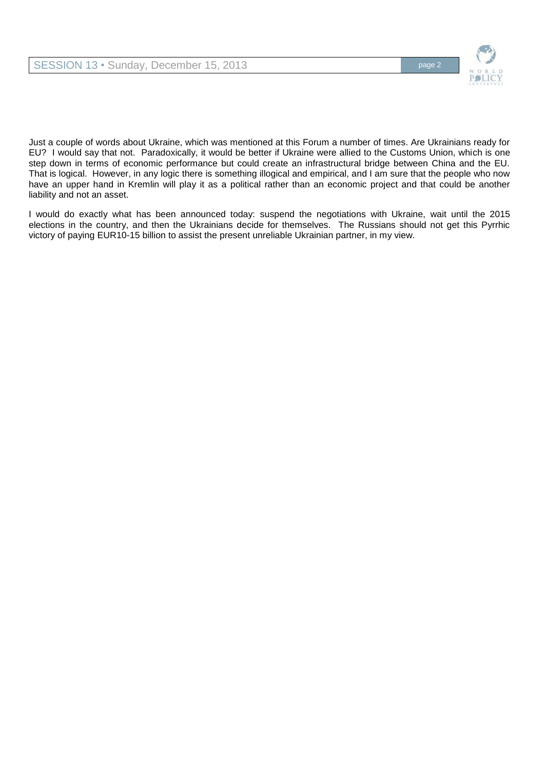Just a couple of words about Ukraine, which was mentioned at this Forum a number of times. Are Ukrainians ready for EU? I would say that not. Paradoxically, it would be better if Ukraine were allied to the Customs Union, which is one step down in terms of economic performance but could create an infrastructural bridge between China and the EU. That is logical. However, in any logic there is something illogical and empirical, and I am sure that the people who now have an upper hand in Kremlin will play it as a political rather than an economic project and that could be another liability and not an asset.

I would do exactly what has been announced today: suspend the negotiations with Ukraine, wait until the 2015 elections in the country, and then the Ukrainians decide for themselves. The Russians should not get this Pyrrhic victory of paying EUR10-15 billion to assist the present unreliable Ukrainian partner, in my view.